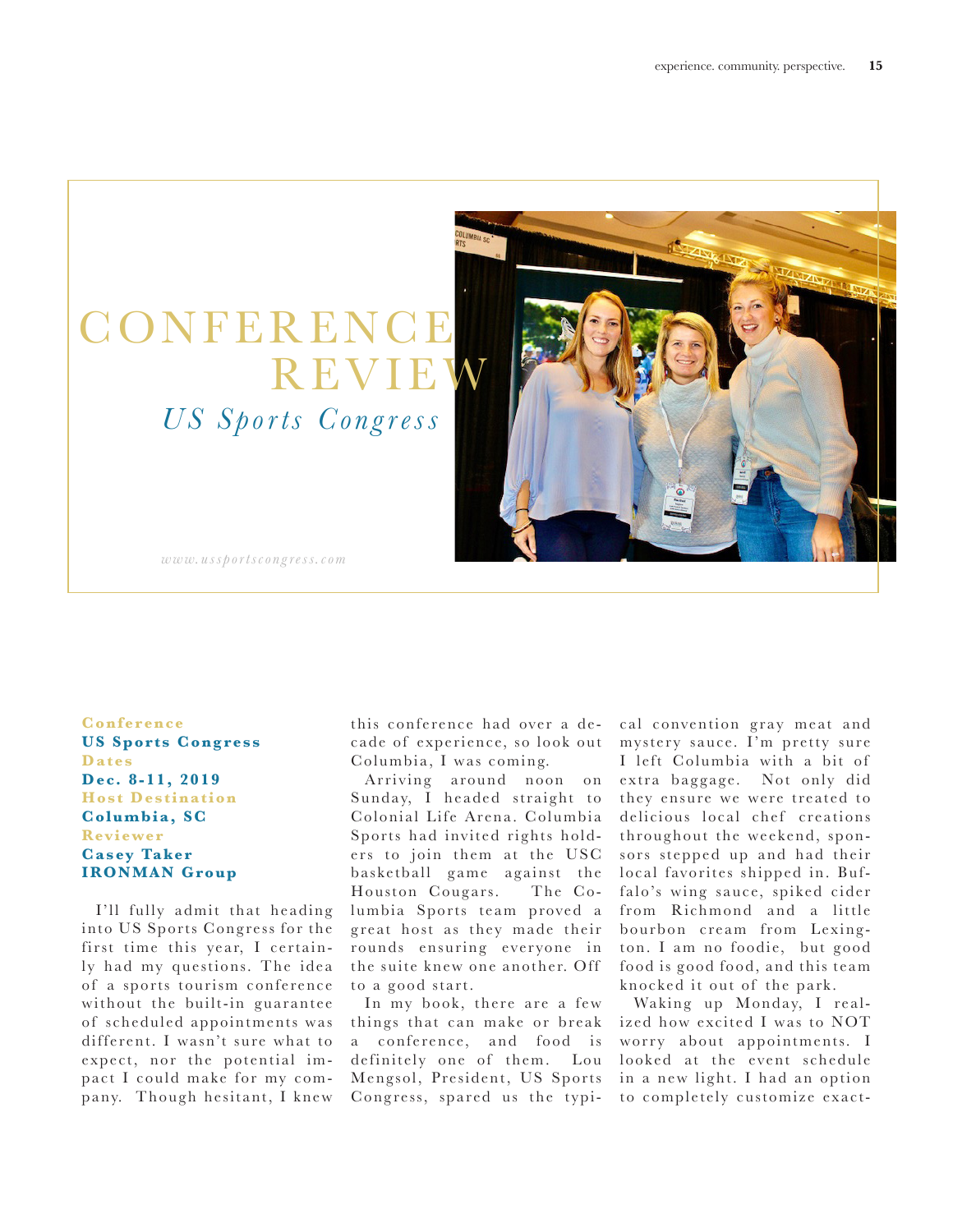# CONFERENCE REVIEW

## *US Sports Congress*

*www.ussportscongress.com*

**Conference**
**US Sports Congress**
**Dates**
**Dec. 8-11, 2019**
**Host Destination**
**Columbia, SC**
**Reviewer**
**Casey Taker**
**IRONMAN Group**

I'll fully admit that heading into US Sports Congress for the first time this year, I certainly had my questions. The idea of a sports tourism conference without the built-in guarantee of scheduled appointments was different. I wasn't sure what to expect, nor the potential impact I could make for my company. Though hesitant, I knew this conference had over a decade of experience, so look out Columbia, I was coming.

Arriving around noon on Sunday, I headed straight to Colonial Life Arena. Columbia Sports had invited rights holders to join them at the USC basketball game against the Houston Cougars. The Columbia Sports team proved a great host as they made their rounds ensuring everyone in the suite knew one another. Off to a good start.

In my book, there are a few things that can make or break a conference, and food is definitely one of them. Lou Mengsol, President, US Sports Congress, spared us the typical convention gray meat and mystery sauce. I'm pretty sure I left Columbia with a bit of extra baggage. Not only did they ensure we were treated to delicious local chef creations throughout the weekend, sponsors stepped up and had their local favorites shipped in. Buffalo's wing sauce, spiked cider from Richmond and a little bourbon cream from Lexington. I am no foodie, but good food is good food, and this team knocked it out of the park.

Waking up Monday, I realized how excited I was to NOT worry about appointments. I looked at the event schedule in a new light. I had an option to completely customize exact-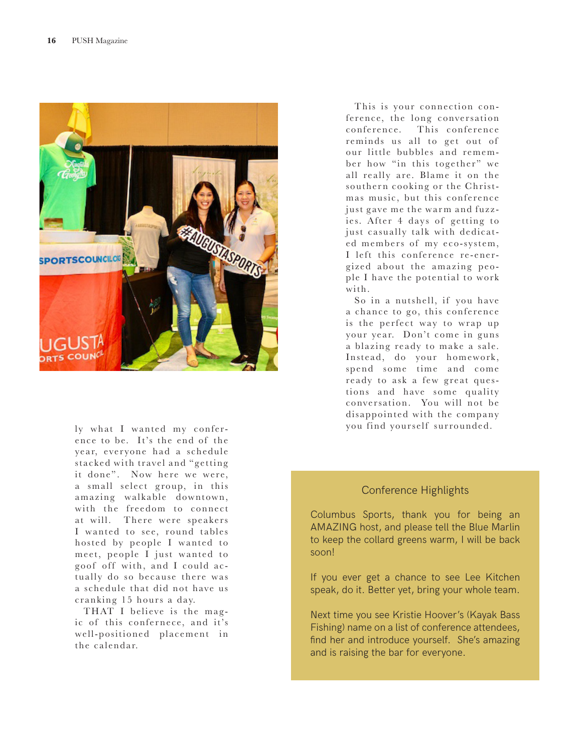ly what I wanted my conference to be. It's the end of the year, everyone had a schedule stacked with travel and "getting it done". Now here we were, a small select group, in this amazing walkable downtown, with the freedom to connect at will. There were speakers I wanted to see, round tables hosted by people I wanted to meet, people I just wanted to goof off with, and I could actually do so because there was a schedule that did not have us cranking 15 hours a day.

THAT I believe is the magic of this confernece, and it's well-positioned placement in the calendar.

This is your connection conference, the long conversation conference. This conference reminds us all to get out of our little bubbles and remember how "in this together" we all really are. Blame it on the southern cooking or the Christmas music, but this conference just gave me the warm and fuzzies. After 4 days of getting to just casually talk with dedicated members of my eco-system, I left this conference re-energized about the amazing people I have the potential to work with.

So in a nutshell, if you have a chance to go, this conference is the perfect way to wrap up your year. Don't come in guns a blazing ready to make a sale. Instead, do your homework, spend some time and come ready to ask a few great questions and have some quality conversation. You will not be disappointed with the company you find yourself surrounded.

## Conference Highlights

Columbus Sports, thank you for being an AMAZING host, and please tell the Blue Marlin to keep the collard greens warm, I will be back soon!

If you ever get a chance to see Lee Kitchen speak, do it. Better yet, bring your whole team.

Next time you see Kristie Hoover's (Kayak Bass Fishing) name on a list of conference attendees, find her and introduce yourself. She's amazing and is raising the bar for everyone.